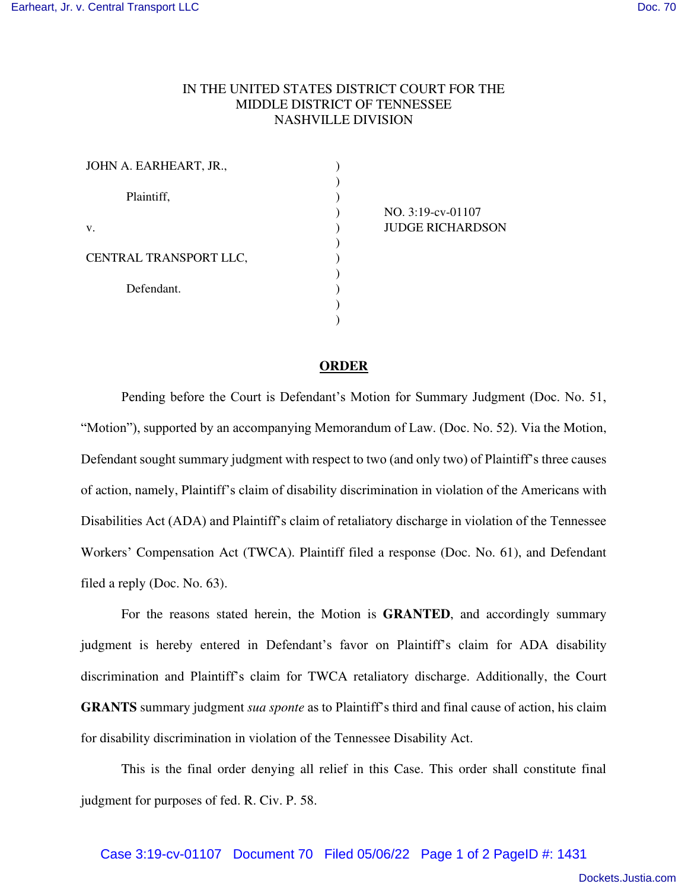IN THE UNITED STATES DISTRICT COURT FOR THE
MIDDLE DISTRICT OF TENNESSEE
NASHVILLE DIVISION

| | | |
|---|---|---|
| JOHN A. EARHEART, JR., | ) | |
| | ) | |
| Plaintiff, | ) | |
| | ) | NO. 3:19-cv-01107 |
| v. | ) | JUDGE RICHARDSON |
| | ) | |
| CENTRAL TRANSPORT LLC, | ) | |
| | ) | |
| Defendant. | ) | |
| | ) | |
| | ) | |

**ORDER**

Pending before the Court is Defendant's Motion for Summary Judgment (Doc. No. 51, "Motion"), supported by an accompanying Memorandum of Law. (Doc. No. 52). Via the Motion, Defendant sought summary judgment with respect to two (and only two) of Plaintiff's three causes of action, namely, Plaintiff's claim of disability discrimination in violation of the Americans with Disabilities Act (ADA) and Plaintiff's claim of retaliatory discharge in violation of the Tennessee Workers' Compensation Act (TWCA). Plaintiff filed a response (Doc. No. 61), and Defendant filed a reply (Doc. No. 63).

For the reasons stated herein, the Motion is **GRANTED**, and accordingly summary judgment is hereby entered in Defendant's favor on Plaintiff's claim for ADA disability discrimination and Plaintiff's claim for TWCA retaliatory discharge. Additionally, the Court **GRANTS** summary judgment *sua sponte* as to Plaintiff's third and final cause of action, his claim for disability discrimination in violation of the Tennessee Disability Act.

This is the final order denying all relief in this Case. This order shall constitute final judgment for purposes of fed. R. Civ. P. 58.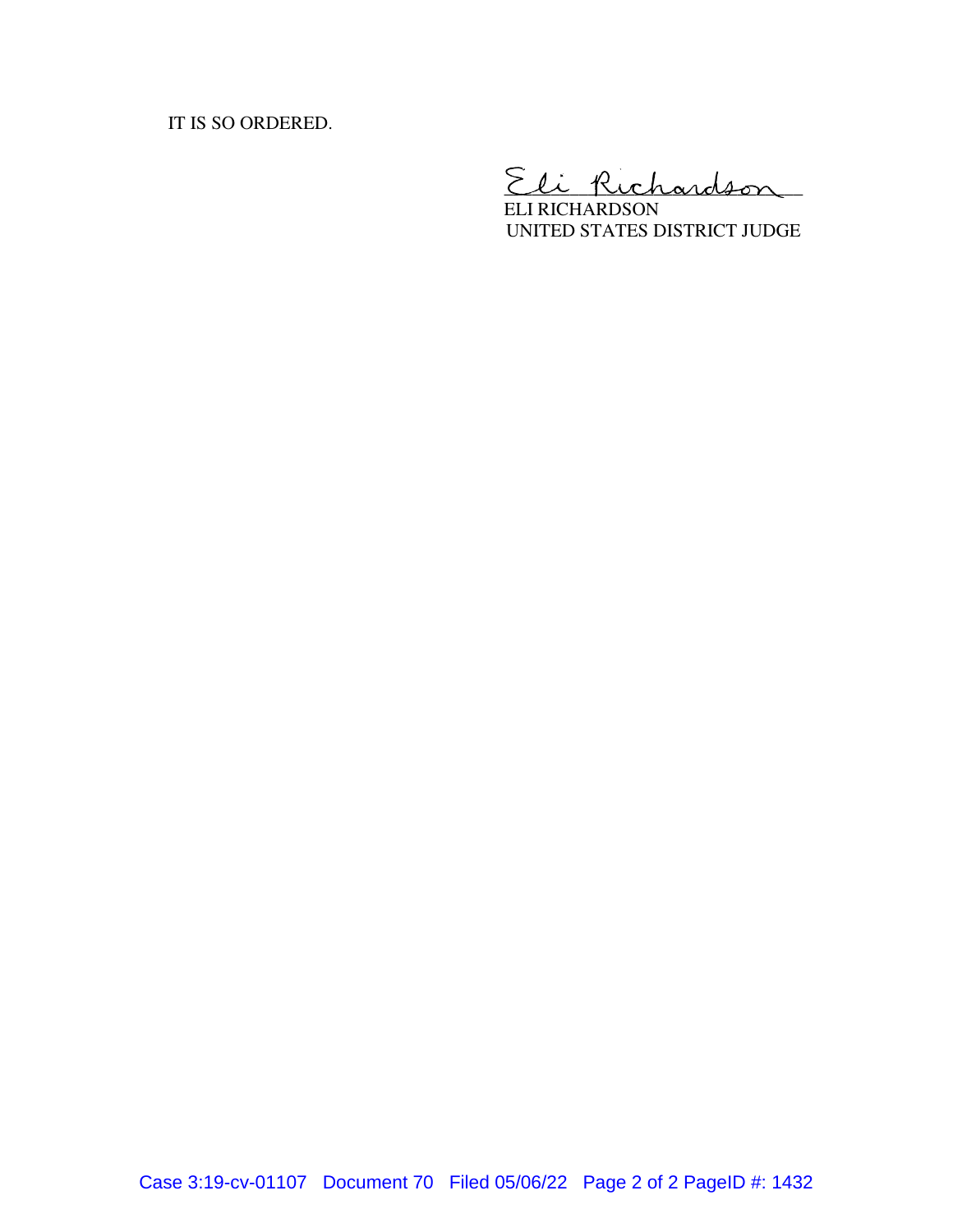IT IS SO ORDERED.

Eli Richardson
ELI RICHARDSON
UNITED STATES DISTRICT JUDGE